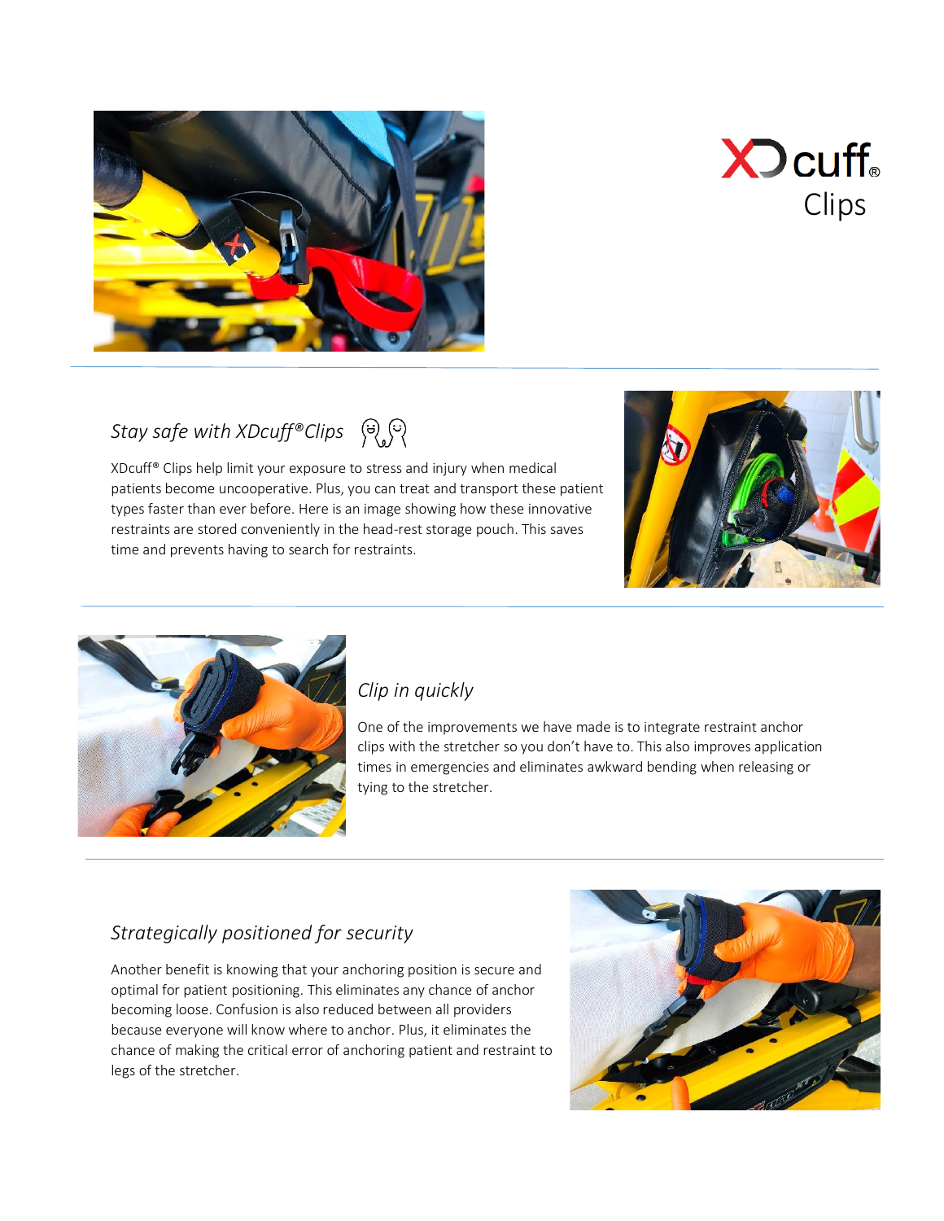# XDcuff® Clips

## *Stay safe with XDcuff®Clips*

XDcuff® Clips help limit your exposure to stress and injury when medical patients become uncooperative. Plus, you can treat and transport these patient types faster than ever before. Here is an image showing how these innovative restraints are stored conveniently in the head-rest storage pouch. This saves time and prevents having to search for restraints.

## *Clip in quickly*

One of the improvements we have made is to integrate restraint anchor clips with the stretcher so you don't have to. This also improves application times in emergencies and eliminates awkward bending when releasing or tying to the stretcher.

## *Strategically positioned for security*

Another benefit is knowing that your anchoring position is secure and optimal for patient positioning. This eliminates any chance of anchor becoming loose. Confusion is also reduced between all providers because everyone will know where to anchor. Plus, it eliminates the chance of making the critical error of anchoring patient and restraint to legs of the stretcher.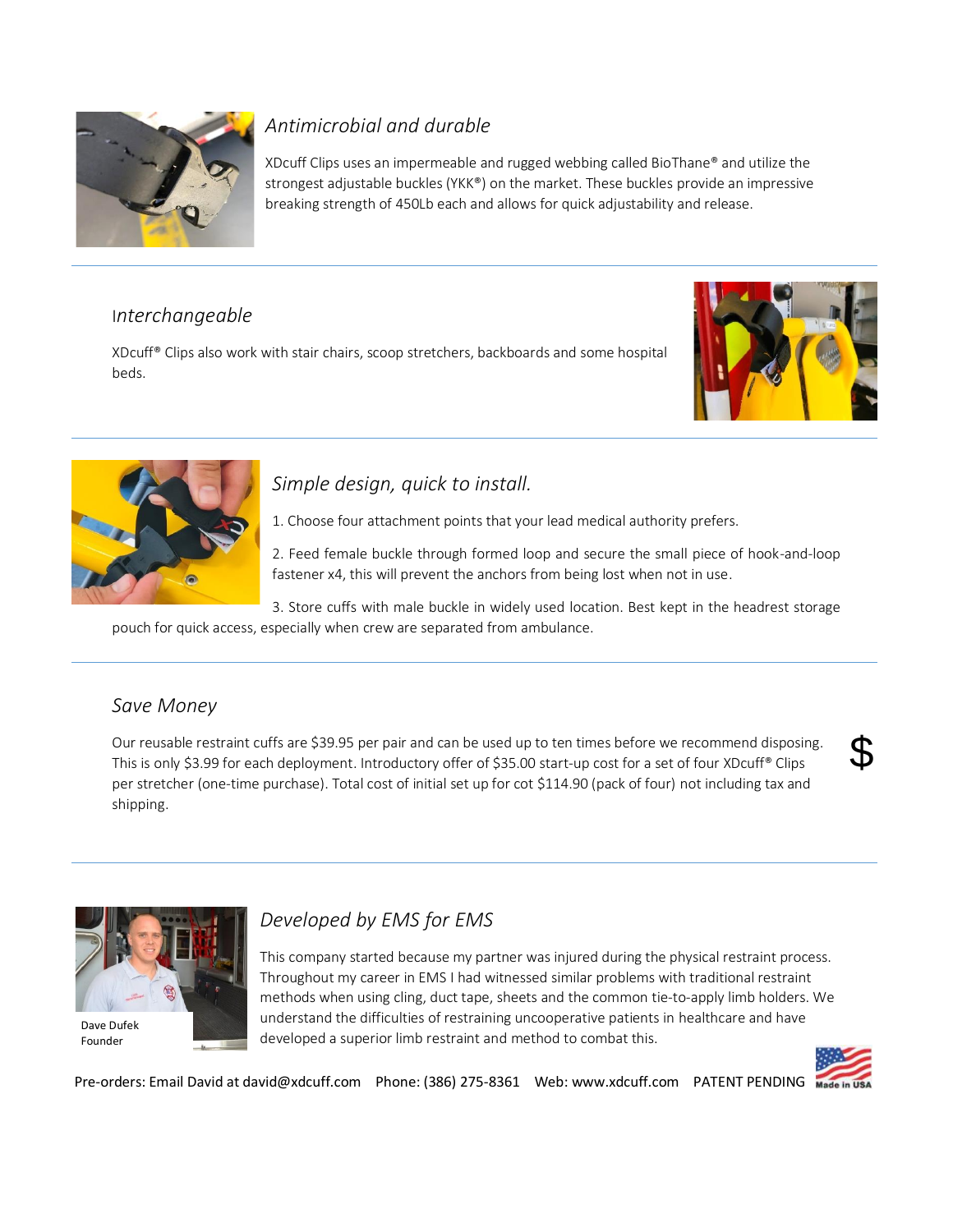## *Antimicrobial and durable*

XDcuff Clips uses an impermeable and rugged webbing called BioThane® and utilize the strongest adjustable buckles (YKK®) on the market. These buckles provide an impressive breaking strength of 450Lb each and allows for quick adjustability and release.

---

## *Interchangeable*

XDcuff® Clips also work with stair chairs, scoop stretchers, backboards and some hospital beds.

---

## *Simple design, quick to install.*

1. Choose four attachment points that your lead medical authority prefers.

2. Feed female buckle through formed loop and secure the small piece of hook-and-loop fastener x4, this will prevent the anchors from being lost when not in use.

3. Store cuffs with male buckle in widely used location. Best kept in the headrest storage pouch for quick access, especially when crew are separated from ambulance.

---

## *Save Money*

Our reusable restraint cuffs are $39.95 per pair and can be used up to ten times before we recommend disposing. This is only $3.99 for each deployment. Introductory offer of $35.00 start-up cost for a set of four XDcuff® Clips per stretcher (one-time purchase). Total cost of initial set up for cot $114.90 (pack of four) not including tax and shipping.

$

---

## *Developed by EMS for EMS*

Dave Dufek
Founder

This company started because my partner was injured during the physical restraint process. Throughout my career in EMS I had witnessed similar problems with traditional restraint methods when using cling, duct tape, sheets and the common tie-to-apply limb holders. We understand the difficulties of restraining uncooperative patients in healthcare and have developed a superior limb restraint and method to combat this.

Pre-orders: Email David at david@xdcuff.com Phone: (386) 275-8361 Web: www.xdcuff.com PATENT PENDING

Made in USA